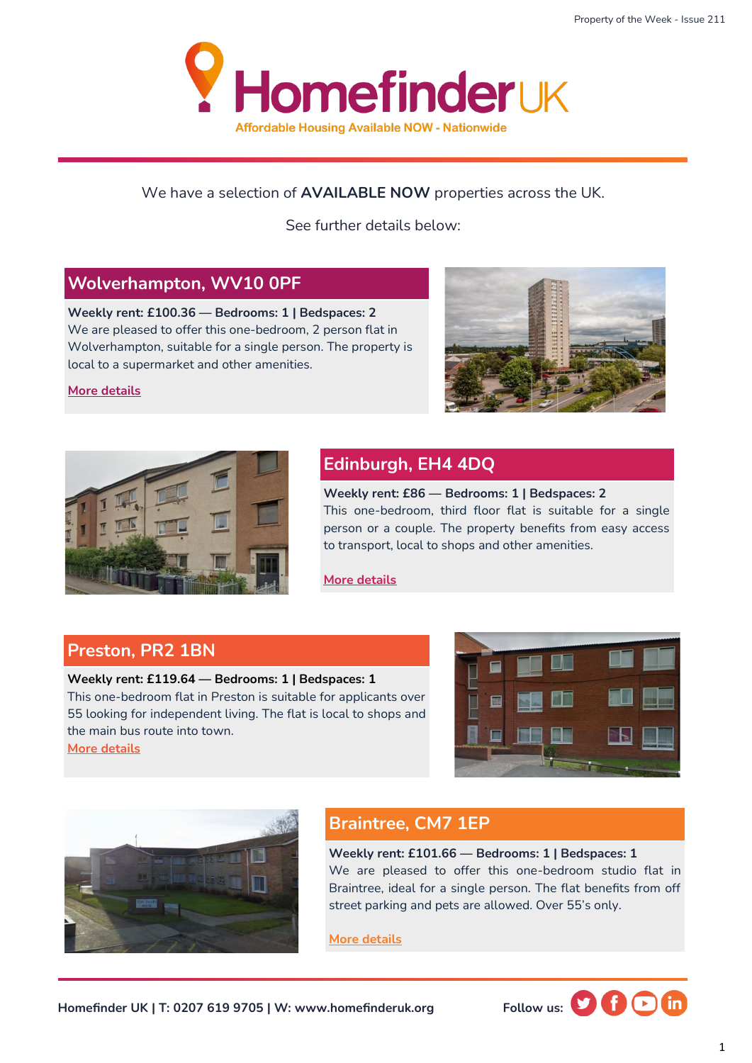# HomefinderUK

Affordable Housing Available NOW - Nationwide

We have a selection of **AVAILABLE NOW** properties across the UK.

See further details below:

## Wolverhampton, WV10 0PF

**Weekly rent: £100.36 — Bedrooms: 1 | Bedspaces: 2**
We are pleased to offer this one-bedroom, 2 person flat in Wolverhampton, suitable for a single person. The property is local to a supermarket and other amenities.

More details

## Edinburgh, EH4 4DQ

**Weekly rent: £86 — Bedrooms: 1 | Bedspaces: 2**
This one-bedroom, third floor flat is suitable for a single person or a couple. The property benefits from easy access to transport, local to shops and other amenities.

More details

## Preston, PR2 1BN

**Weekly rent: £119.64 — Bedrooms: 1 | Bedspaces: 1**
This one-bedroom flat in Preston is suitable for applicants over 55 looking for independent living. The flat is local to shops and the main bus route into town.

More details

## Braintree, CM7 1EP

**Weekly rent: £101.66 — Bedrooms: 1 | Bedspaces: 1**
We are pleased to offer this one-bedroom studio flat in Braintree, ideal for a single person. The flat benefits from off street parking and pets are allowed. Over 55's only.

More details

**Homefinder UK | T: 0207 619 9705 | W: www.homefinderuk.org**

**Follow us:**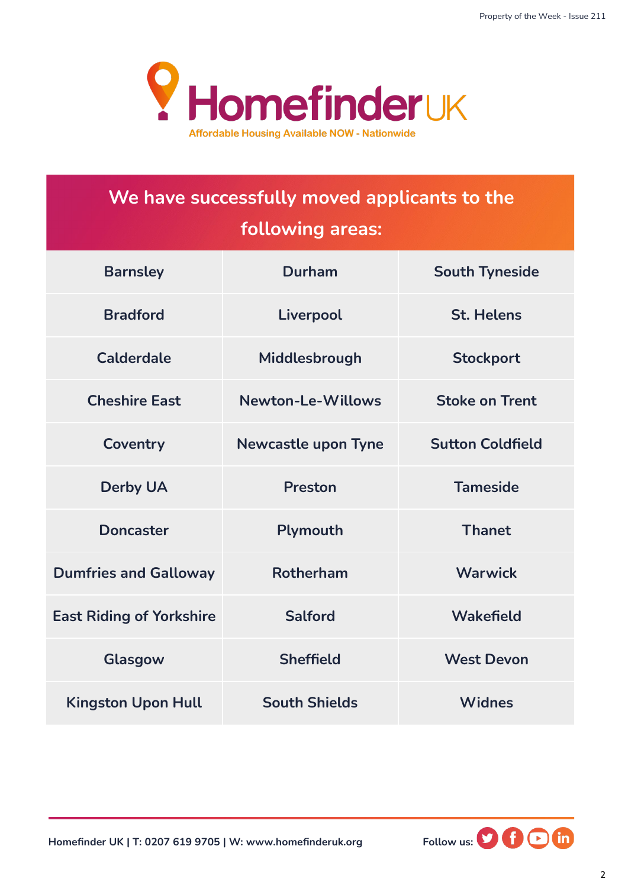# HomefinderUK

Affordable Housing Available NOW - Nationwide

## We have successfully moved applicants to the following areas:

| | | |
|---|---|---|
| Barnsley | Durham | South Tyneside |
| Bradford | Liverpool | St. Helens |
| Calderdale | Middlesbrough | Stockport |
| Cheshire East | Newton-Le-Willows | Stoke on Trent |
| Coventry | Newcastle upon Tyne | Sutton Coldfield |
| Derby UA | Preston | Tameside |
| Doncaster | Plymouth | Thanet |
| Dumfries and Galloway | Rotherham | Warwick |
| East Riding of Yorkshire | Salford | Wakefield |
| Glasgow | Sheffield | West Devon |
| Kingston Upon Hull | South Shields | Widnes |

**Homefinder UK | T: 0207 619 9705 | W: www.homefinderuk.org**

**Follow us:**